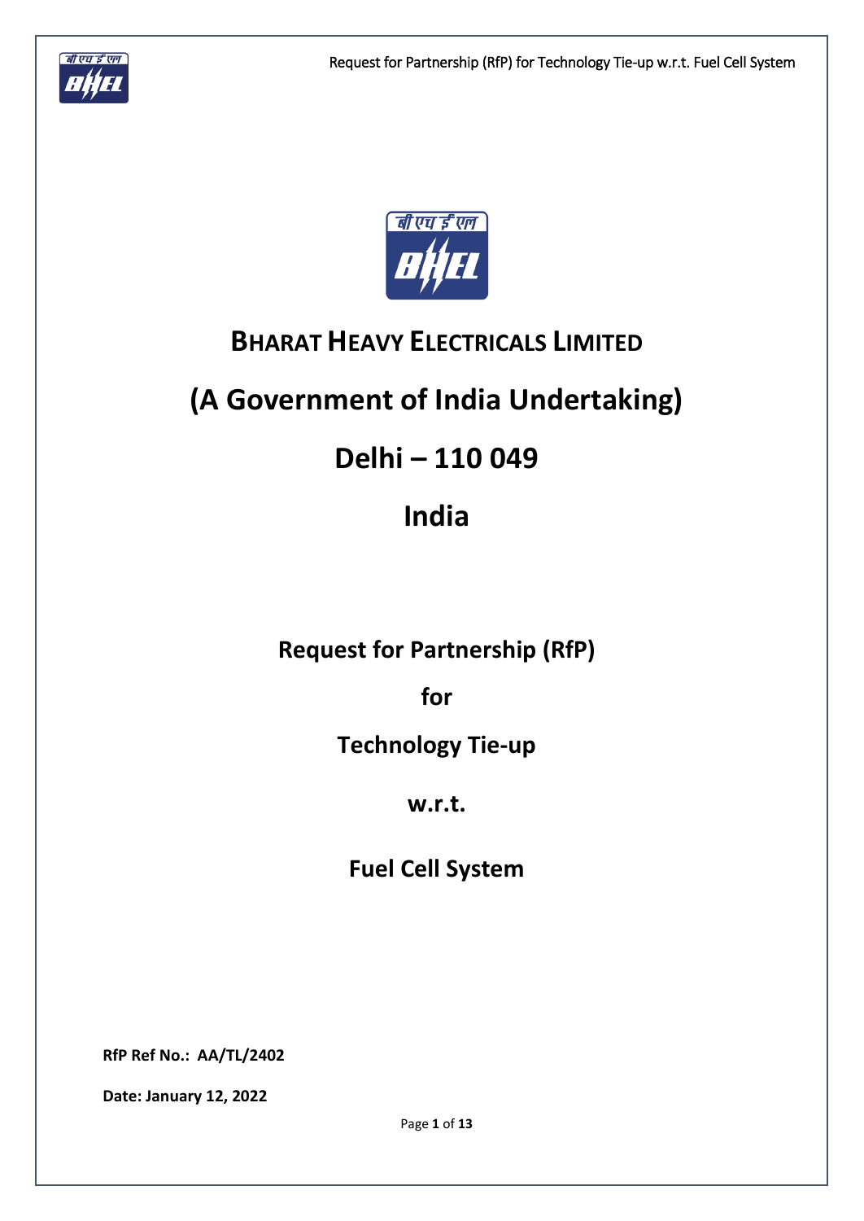# BHARAT HEAVY ELECTRICALS LIMITED

# (A Government of India Undertaking)

# Delhi – 110 049

# India

## Request for Partnership (RfP)

## for

## Technology Tie-up

## w.r.t.

## Fuel Cell System

**RfP Ref No.: AA/TL/2402**

**Date: January 12, 2022**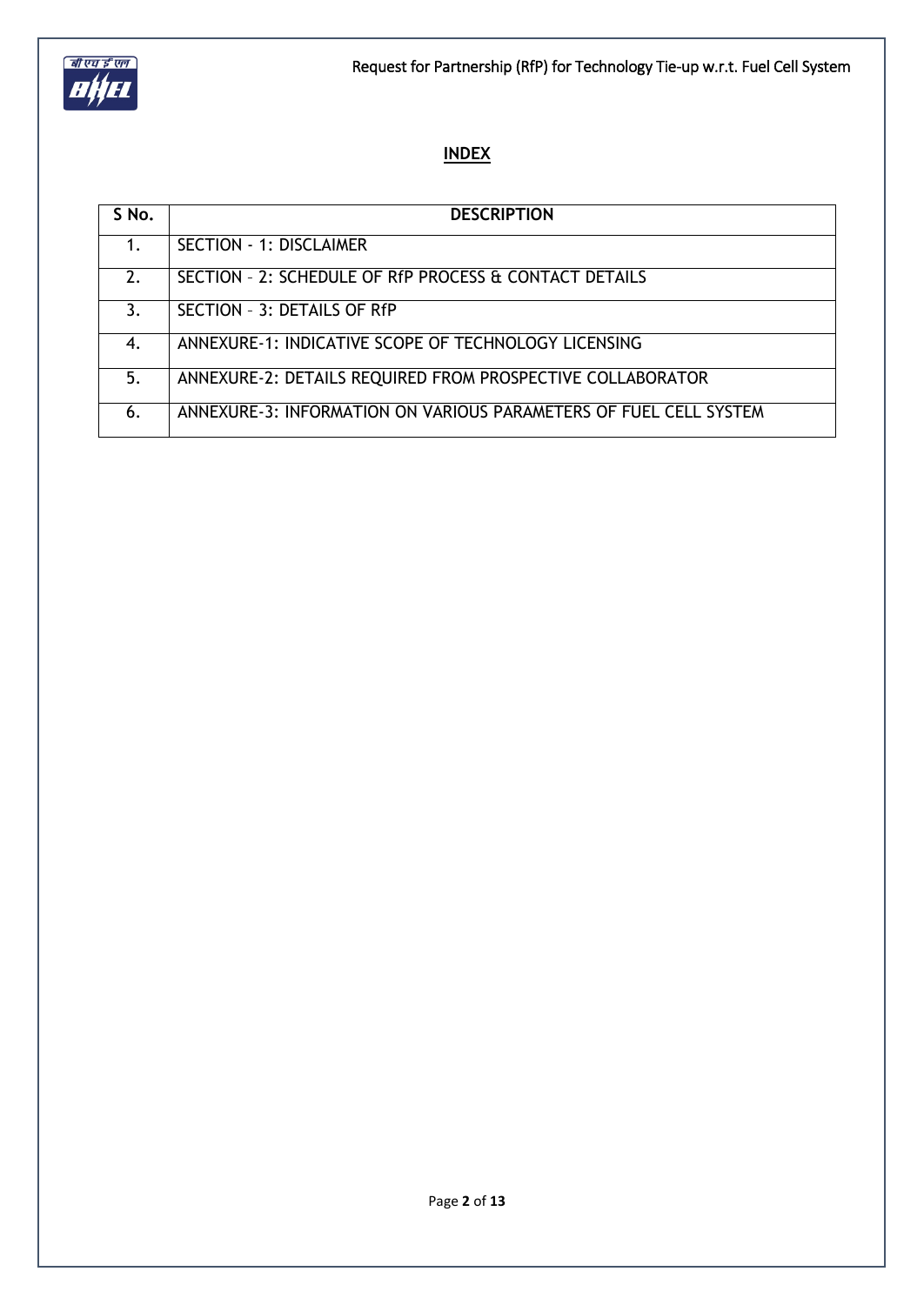## INDEX

| S No. | DESCRIPTION |
|---|---|
| 1. | SECTION - 1: DISCLAIMER |
| 2. | SECTION – 2: SCHEDULE OF RfP PROCESS & CONTACT DETAILS |
| 3. | SECTION – 3: DETAILS OF RfP |
| 4. | ANNEXURE-1: INDICATIVE SCOPE OF TECHNOLOGY LICENSING |
| 5. | ANNEXURE-2: DETAILS REQUIRED FROM PROSPECTIVE COLLABORATOR |
| 6. | ANNEXURE-3: INFORMATION ON VARIOUS PARAMETERS OF FUEL CELL SYSTEM |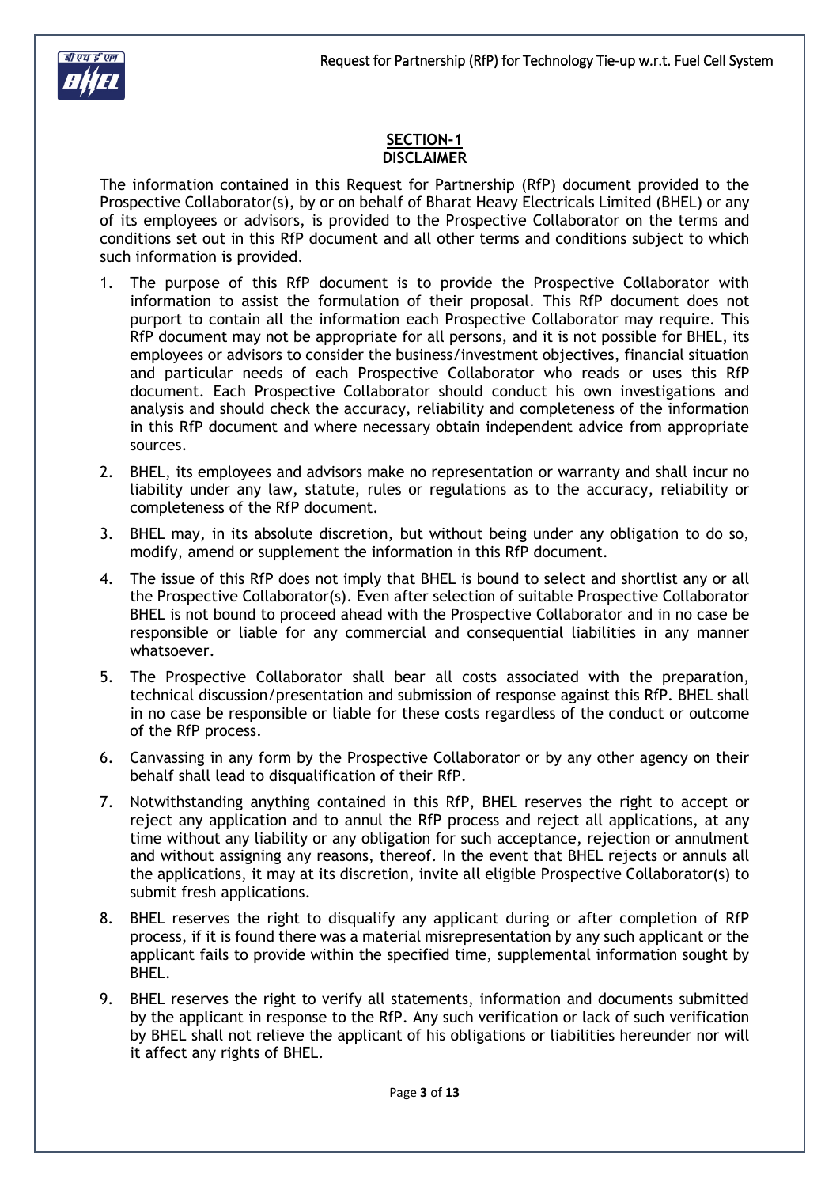## SECTION-1
## DISCLAIMER

The information contained in this Request for Partnership (RfP) document provided to the Prospective Collaborator(s), by or on behalf of Bharat Heavy Electricals Limited (BHEL) or any of its employees or advisors, is provided to the Prospective Collaborator on the terms and conditions set out in this RfP document and all other terms and conditions subject to which such information is provided.

1. The purpose of this RfP document is to provide the Prospective Collaborator with information to assist the formulation of their proposal. This RfP document does not purport to contain all the information each Prospective Collaborator may require. This RfP document may not be appropriate for all persons, and it is not possible for BHEL, its employees or advisors to consider the business/investment objectives, financial situation and particular needs of each Prospective Collaborator who reads or uses this RfP document. Each Prospective Collaborator should conduct his own investigations and analysis and should check the accuracy, reliability and completeness of the information in this RfP document and where necessary obtain independent advice from appropriate sources.
2. BHEL, its employees and advisors make no representation or warranty and shall incur no liability under any law, statute, rules or regulations as to the accuracy, reliability or completeness of the RfP document.
3. BHEL may, in its absolute discretion, but without being under any obligation to do so, modify, amend or supplement the information in this RfP document.
4. The issue of this RfP does not imply that BHEL is bound to select and shortlist any or all the Prospective Collaborator(s). Even after selection of suitable Prospective Collaborator BHEL is not bound to proceed ahead with the Prospective Collaborator and in no case be responsible or liable for any commercial and consequential liabilities in any manner whatsoever.
5. The Prospective Collaborator shall bear all costs associated with the preparation, technical discussion/presentation and submission of response against this RfP. BHEL shall in no case be responsible or liable for these costs regardless of the conduct or outcome of the RfP process.
6. Canvassing in any form by the Prospective Collaborator or by any other agency on their behalf shall lead to disqualification of their RfP.
7. Notwithstanding anything contained in this RfP, BHEL reserves the right to accept or reject any application and to annul the RfP process and reject all applications, at any time without any liability or any obligation for such acceptance, rejection or annulment and without assigning any reasons, thereof. In the event that BHEL rejects or annuls all the applications, it may at its discretion, invite all eligible Prospective Collaborator(s) to submit fresh applications.
8. BHEL reserves the right to disqualify any applicant during or after completion of RfP process, if it is found there was a material misrepresentation by any such applicant or the applicant fails to provide within the specified time, supplemental information sought by BHEL.
9. BHEL reserves the right to verify all statements, information and documents submitted by the applicant in response to the RfP. Any such verification or lack of such verification by BHEL shall not relieve the applicant of his obligations or liabilities hereunder nor will it affect any rights of BHEL.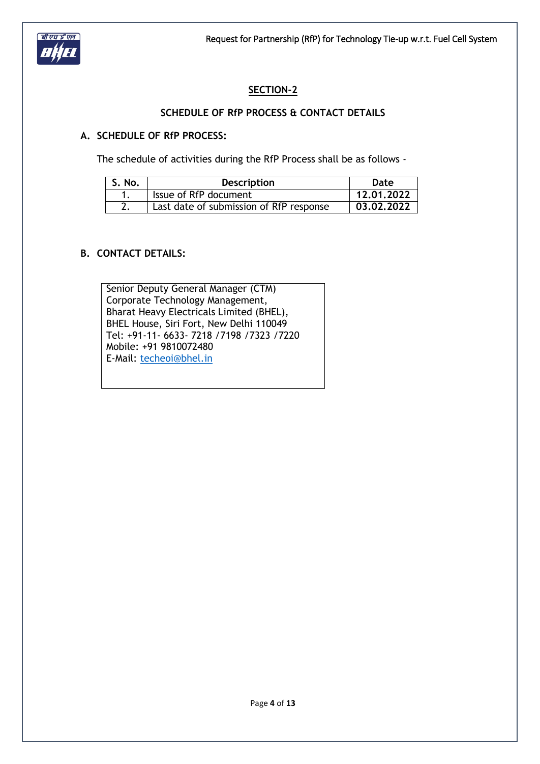## SECTION-2

### SCHEDULE OF RfP PROCESS & CONTACT DETAILS

### A. SCHEDULE OF RfP PROCESS:

The schedule of activities during the RfP Process shall be as follows -

| S. No. | Description | Date |
|---|---|---|
| 1. | Issue of RfP document | **12.01.2022** |
| 2. | Last date of submission of RfP response | **03.02.2022** |

### B. CONTACT DETAILS:

Senior Deputy General Manager (CTM)
Corporate Technology Management,
Bharat Heavy Electricals Limited (BHEL),
BHEL House, Siri Fort, New Delhi 110049
Tel: +91-11- 6633- 7218 /7198 /7323 /7220
Mobile: +91 9810072480
E-Mail: techeoi@bhel.in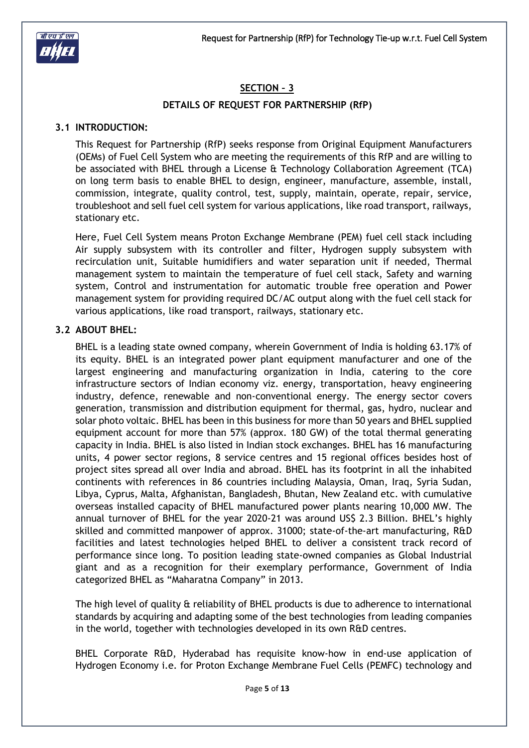## SECTION – 3

### DETAILS OF REQUEST FOR PARTNERSHIP (RfP)

### 3.1 INTRODUCTION:

This Request for Partnership (RfP) seeks response from Original Equipment Manufacturers (OEMs) of Fuel Cell System who are meeting the requirements of this RfP and are willing to be associated with BHEL through a License & Technology Collaboration Agreement (TCA) on long term basis to enable BHEL to design, engineer, manufacture, assemble, install, commission, integrate, quality control, test, supply, maintain, operate, repair, service, troubleshoot and sell fuel cell system for various applications, like road transport, railways, stationary etc.

Here, Fuel Cell System means Proton Exchange Membrane (PEM) fuel cell stack including Air supply subsystem with its controller and filter, Hydrogen supply subsystem with recirculation unit, Suitable humidifiers and water separation unit if needed, Thermal management system to maintain the temperature of fuel cell stack, Safety and warning system, Control and instrumentation for automatic trouble free operation and Power management system for providing required DC/AC output along with the fuel cell stack for various applications, like road transport, railways, stationary etc.

### 3.2 ABOUT BHEL:

BHEL is a leading state owned company, wherein Government of India is holding 63.17% of its equity. BHEL is an integrated power plant equipment manufacturer and one of the largest engineering and manufacturing organization in India, catering to the core infrastructure sectors of Indian economy viz. energy, transportation, heavy engineering industry, defence, renewable and non-conventional energy. The energy sector covers generation, transmission and distribution equipment for thermal, gas, hydro, nuclear and solar photo voltaic. BHEL has been in this business for more than 50 years and BHEL supplied equipment account for more than 57% (approx. 180 GW) of the total thermal generating capacity in India. BHEL is also listed in Indian stock exchanges. BHEL has 16 manufacturing units, 4 power sector regions, 8 service centres and 15 regional offices besides host of project sites spread all over India and abroad. BHEL has its footprint in all the inhabited continents with references in 86 countries including Malaysia, Oman, Iraq, Syria Sudan, Libya, Cyprus, Malta, Afghanistan, Bangladesh, Bhutan, New Zealand etc. with cumulative overseas installed capacity of BHEL manufactured power plants nearing 10,000 MW. The annual turnover of BHEL for the year 2020-21 was around US$ 2.3 Billion. BHEL's highly skilled and committed manpower of approx. 31000; state-of-the-art manufacturing, R&D facilities and latest technologies helped BHEL to deliver a consistent track record of performance since long. To position leading state-owned companies as Global Industrial giant and as a recognition for their exemplary performance, Government of India categorized BHEL as "Maharatna Company" in 2013.

The high level of quality & reliability of BHEL products is due to adherence to international standards by acquiring and adapting some of the best technologies from leading companies in the world, together with technologies developed in its own R&D centres.

BHEL Corporate R&D, Hyderabad has requisite know-how in end-use application of Hydrogen Economy i.e. for Proton Exchange Membrane Fuel Cells (PEMFC) technology and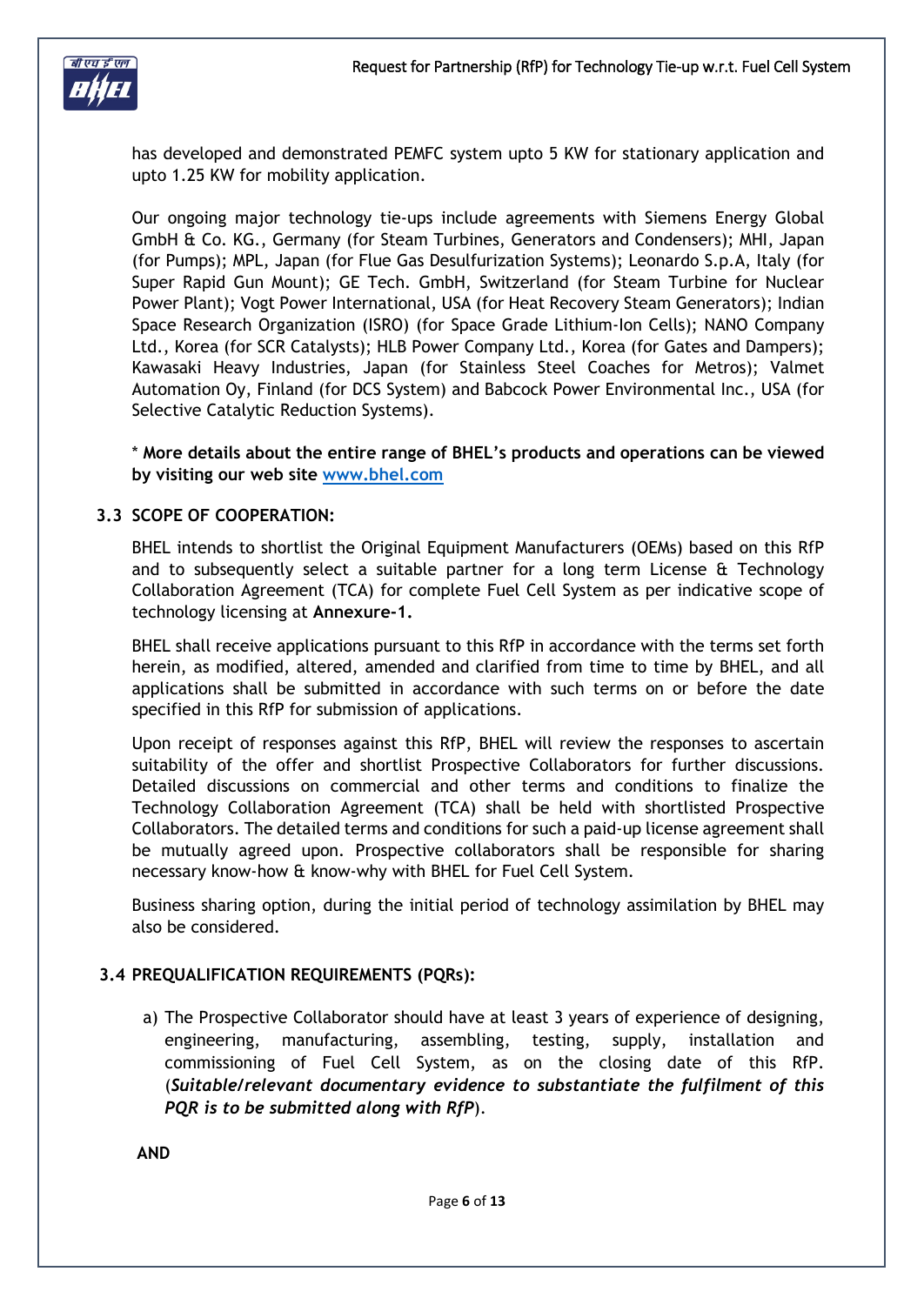has developed and demonstrated PEMFC system upto 5 KW for stationary application and upto 1.25 KW for mobility application.

Our ongoing major technology tie-ups include agreements with Siemens Energy Global GmbH & Co. KG., Germany (for Steam Turbines, Generators and Condensers); MHI, Japan (for Pumps); MPL, Japan (for Flue Gas Desulfurization Systems); Leonardo S.p.A, Italy (for Super Rapid Gun Mount); GE Tech. GmbH, Switzerland (for Steam Turbine for Nuclear Power Plant); Vogt Power International, USA (for Heat Recovery Steam Generators); Indian Space Research Organization (ISRO) (for Space Grade Lithium-Ion Cells); NANO Company Ltd., Korea (for SCR Catalysts); HLB Power Company Ltd., Korea (for Gates and Dampers); Kawasaki Heavy Industries, Japan (for Stainless Steel Coaches for Metros); Valmet Automation Oy, Finland (for DCS System) and Babcock Power Environmental Inc., USA (for Selective Catalytic Reduction Systems).

\* **More details about the entire range of BHEL's products and operations can be viewed by visiting our web site [www.bhel.com](http://www.bhel.com)**

### 3.3 SCOPE OF COOPERATION:

BHEL intends to shortlist the Original Equipment Manufacturers (OEMs) based on this RfP and to subsequently select a suitable partner for a long term License & Technology Collaboration Agreement (TCA) for complete Fuel Cell System as per indicative scope of technology licensing at **Annexure-1.**

BHEL shall receive applications pursuant to this RfP in accordance with the terms set forth herein, as modified, altered, amended and clarified from time to time by BHEL, and all applications shall be submitted in accordance with such terms on or before the date specified in this RfP for submission of applications.

Upon receipt of responses against this RfP, BHEL will review the responses to ascertain suitability of the offer and shortlist Prospective Collaborators for further discussions. Detailed discussions on commercial and other terms and conditions to finalize the Technology Collaboration Agreement (TCA) shall be held with shortlisted Prospective Collaborators. The detailed terms and conditions for such a paid-up license agreement shall be mutually agreed upon. Prospective collaborators shall be responsible for sharing necessary know-how & know-why with BHEL for Fuel Cell System.

Business sharing option, during the initial period of technology assimilation by BHEL may also be considered.

### 3.4 PREQUALIFICATION REQUIREMENTS (PQRs):

a) The Prospective Collaborator should have at least 3 years of experience of designing, engineering, manufacturing, assembling, testing, supply, installation and commissioning of Fuel Cell System, as on the closing date of this RfP. (***Suitable/relevant documentary evidence to substantiate the fulfilment of this PQR is to be submitted along with RfP***).

**AND**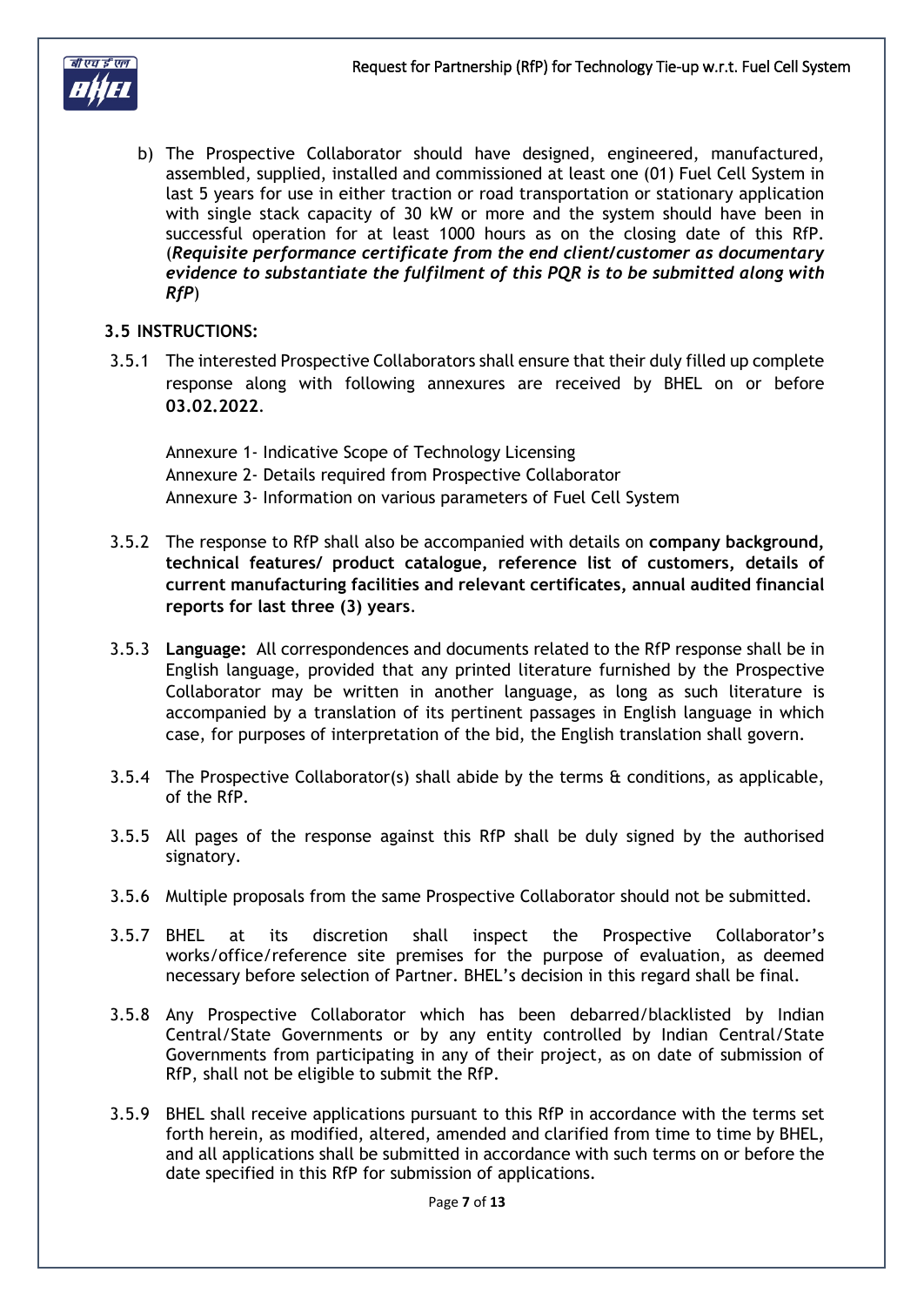b) The Prospective Collaborator should have designed, engineered, manufactured, assembled, supplied, installed and commissioned at least one (01) Fuel Cell System in last 5 years for use in either traction or road transportation or stationary application with single stack capacity of 30 kW or more and the system should have been in successful operation for at least 1000 hours as on the closing date of this RfP. (***Requisite performance certificate from the end client/customer as documentary evidence to substantiate the fulfilment of this PQR is to be submitted along with RfP***)

### 3.5 INSTRUCTIONS:

3.5.1 The interested Prospective Collaborators shall ensure that their duly filled up complete response along with following annexures are received by BHEL on or before **03.02.2022**.

Annexure 1- Indicative Scope of Technology Licensing
Annexure 2- Details required from Prospective Collaborator
Annexure 3- Information on various parameters of Fuel Cell System

3.5.2 The response to RfP shall also be accompanied with details on **company background, technical features/ product catalogue, reference list of customers, details of current manufacturing facilities and relevant certificates, annual audited financial reports for last three (3) years**.

3.5.3 **Language:** All correspondences and documents related to the RfP response shall be in English language, provided that any printed literature furnished by the Prospective Collaborator may be written in another language, as long as such literature is accompanied by a translation of its pertinent passages in English language in which case, for purposes of interpretation of the bid, the English translation shall govern.

3.5.4 The Prospective Collaborator(s) shall abide by the terms & conditions, as applicable, of the RfP.

3.5.5 All pages of the response against this RfP shall be duly signed by the authorised signatory.

3.5.6 Multiple proposals from the same Prospective Collaborator should not be submitted.

3.5.7 BHEL at its discretion shall inspect the Prospective Collaborator's works/office/reference site premises for the purpose of evaluation, as deemed necessary before selection of Partner. BHEL's decision in this regard shall be final.

3.5.8 Any Prospective Collaborator which has been debarred/blacklisted by Indian Central/State Governments or by any entity controlled by Indian Central/State Governments from participating in any of their project, as on date of submission of RfP, shall not be eligible to submit the RfP.

3.5.9 BHEL shall receive applications pursuant to this RfP in accordance with the terms set forth herein, as modified, altered, amended and clarified from time to time by BHEL, and all applications shall be submitted in accordance with such terms on or before the date specified in this RfP for submission of applications.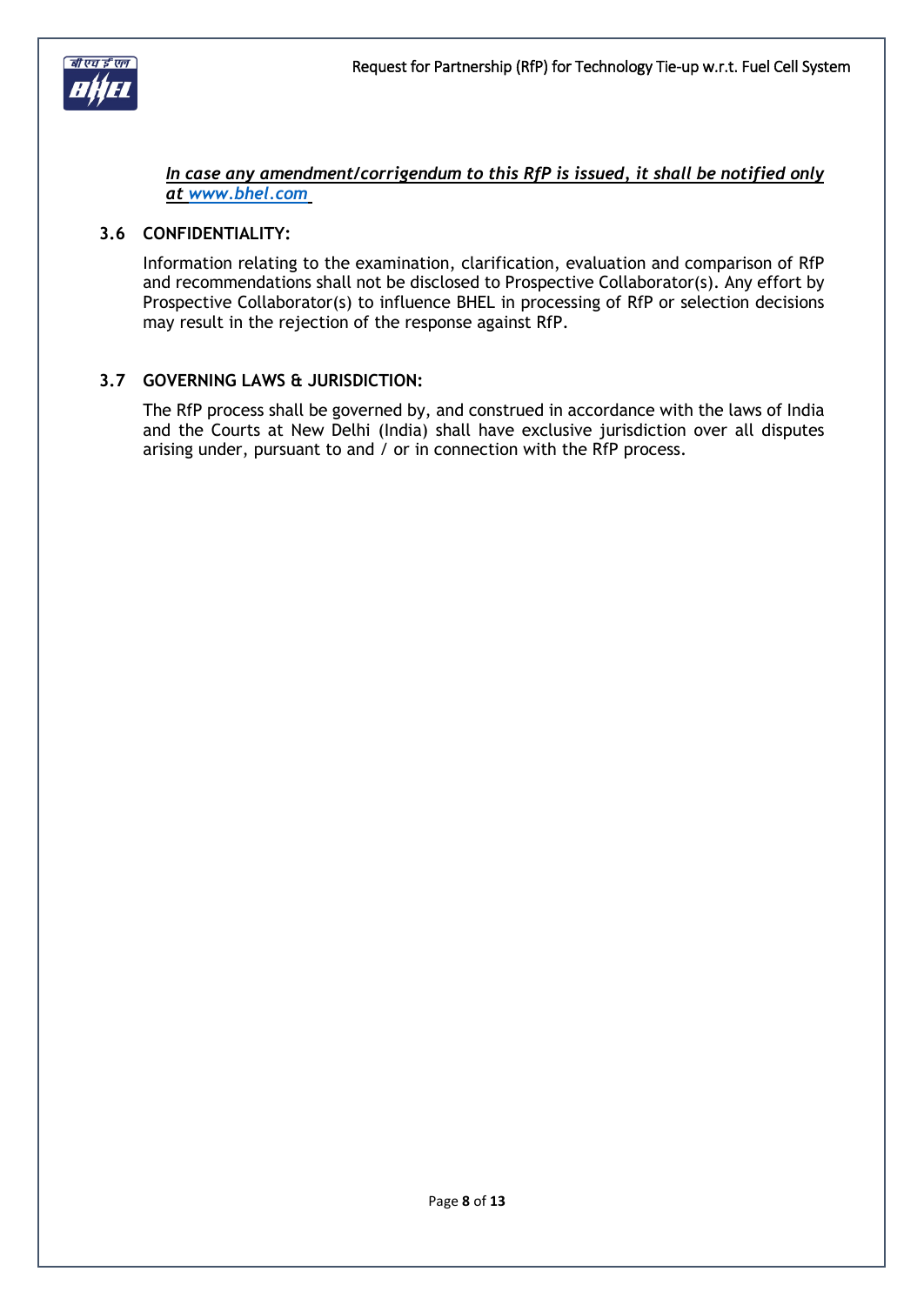***In case any amendment/corrigendum to this RfP is issued, it shall be notified only at www.bhel.com***

### 3.6 CONFIDENTIALITY:

Information relating to the examination, clarification, evaluation and comparison of RfP and recommendations shall not be disclosed to Prospective Collaborator(s). Any effort by Prospective Collaborator(s) to influence BHEL in processing of RfP or selection decisions may result in the rejection of the response against RfP.

### 3.7 GOVERNING LAWS & JURISDICTION:

The RfP process shall be governed by, and construed in accordance with the laws of India and the Courts at New Delhi (India) shall have exclusive jurisdiction over all disputes arising under, pursuant to and / or in connection with the RfP process.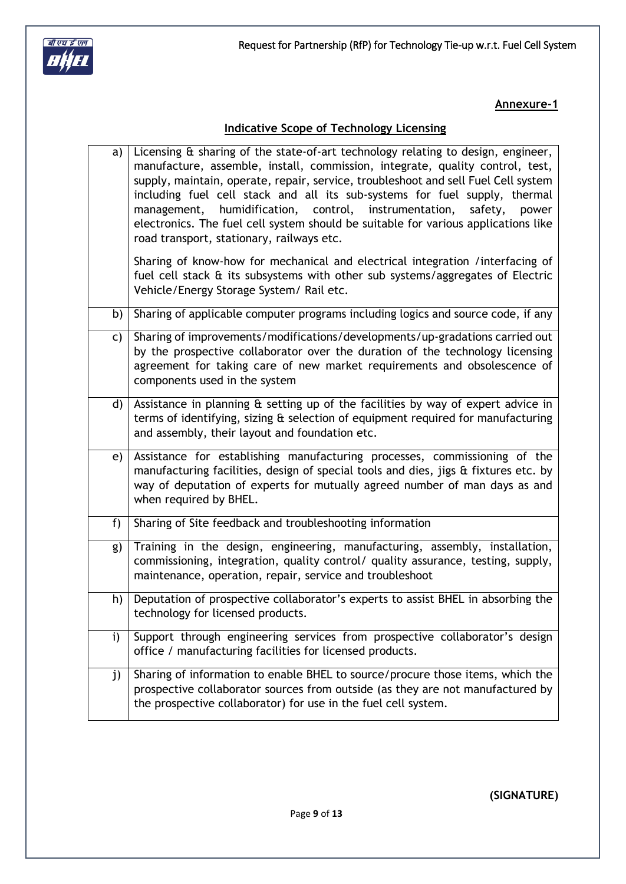**Annexure-1**

## Indicative Scope of Technology Licensing

| | |
|---|---|
| a) | Licensing & sharing of the state-of-art technology relating to design, engineer, manufacture, assemble, install, commission, integrate, quality control, test, supply, maintain, operate, repair, service, troubleshoot and sell Fuel Cell system including fuel cell stack and all its sub-systems for fuel supply, thermal management, humidification, control, instrumentation, safety, power electronics. The fuel cell system should be suitable for various applications like road transport, stationary, railways etc.<br><br>Sharing of know-how for mechanical and electrical integration /interfacing of fuel cell stack & its subsystems with other sub systems/aggregates of Electric Vehicle/Energy Storage System/ Rail etc. |
| b) | Sharing of applicable computer programs including logics and source code, if any |
| c) | Sharing of improvements/modifications/developments/up-gradations carried out by the prospective collaborator over the duration of the technology licensing agreement for taking care of new market requirements and obsolescence of components used in the system |
| d) | Assistance in planning & setting up of the facilities by way of expert advice in terms of identifying, sizing & selection of equipment required for manufacturing and assembly, their layout and foundation etc. |
| e) | Assistance for establishing manufacturing processes, commissioning of the manufacturing facilities, design of special tools and dies, jigs & fixtures etc. by way of deputation of experts for mutually agreed number of man days as and when required by BHEL. |
| f) | Sharing of Site feedback and troubleshooting information |
| g) | Training in the design, engineering, manufacturing, assembly, installation, commissioning, integration, quality control/ quality assurance, testing, supply, maintenance, operation, repair, service and troubleshoot |
| h) | Deputation of prospective collaborator's experts to assist BHEL in absorbing the technology for licensed products. |
| i) | Support through engineering services from prospective collaborator's design office / manufacturing facilities for licensed products. |
| j) | Sharing of information to enable BHEL to source/procure those items, which the prospective collaborator sources from outside (as they are not manufactured by the prospective collaborator) for use in the fuel cell system. |

**(SIGNATURE)**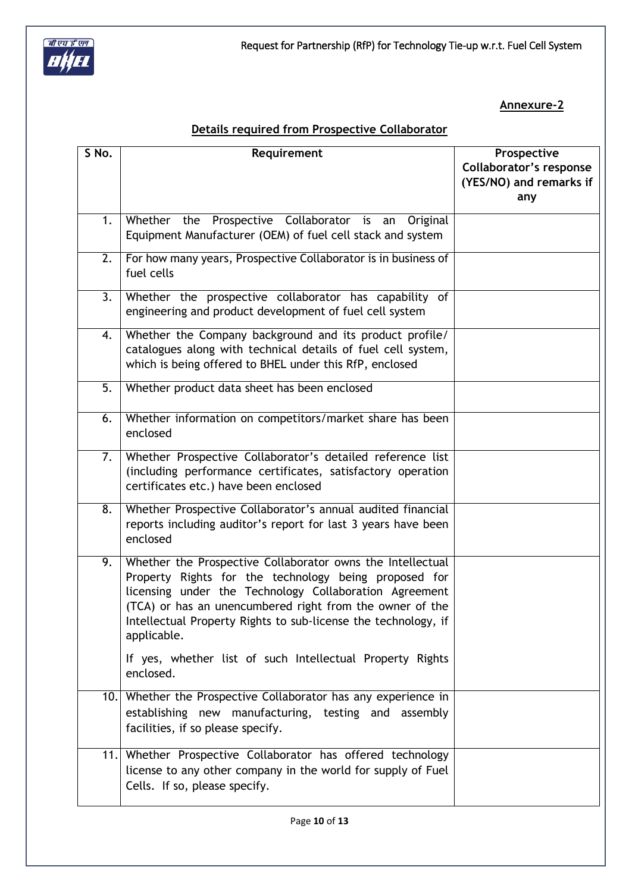**Annexure-2**

**Details required from Prospective Collaborator**

| S No. | Requirement | Prospective Collaborator's response (YES/NO) and remarks if any |
|---|---|---|
| 1. | Whether the Prospective Collaborator is an Original Equipment Manufacturer (OEM) of fuel cell stack and system | |
| 2. | For how many years, Prospective Collaborator is in business of fuel cells | |
| 3. | Whether the prospective collaborator has capability of engineering and product development of fuel cell system | |
| 4. | Whether the Company background and its product profile/ catalogues along with technical details of fuel cell system, which is being offered to BHEL under this RfP, enclosed | |
| 5. | Whether product data sheet has been enclosed | |
| 6. | Whether information on competitors/market share has been enclosed | |
| 7. | Whether Prospective Collaborator's detailed reference list (including performance certificates, satisfactory operation certificates etc.) have been enclosed | |
| 8. | Whether Prospective Collaborator's annual audited financial reports including auditor's report for last 3 years have been enclosed | |
| 9. | Whether the Prospective Collaborator owns the Intellectual Property Rights for the technology being proposed for licensing under the Technology Collaboration Agreement (TCA) or has an unencumbered right from the owner of the Intellectual Property Rights to sub-license the technology, if applicable.<br><br>If yes, whether list of such Intellectual Property Rights enclosed. | |
| 10. | Whether the Prospective Collaborator has any experience in establishing new manufacturing, testing and assembly facilities, if so please specify. | |
| 11. | Whether Prospective Collaborator has offered technology license to any other company in the world for supply of Fuel Cells. If so, please specify. | |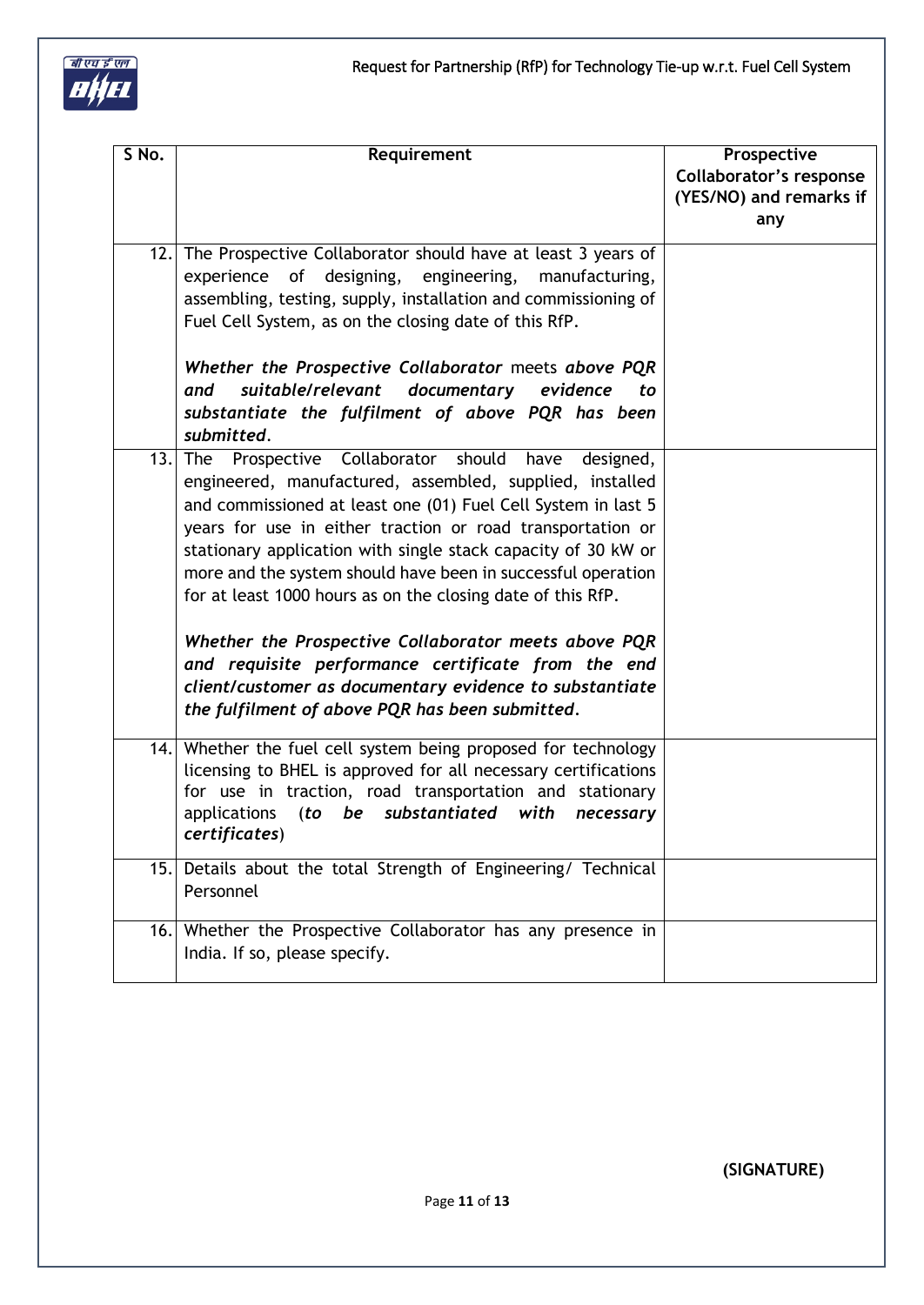| S No. | Requirement | Prospective Collaborator's response (YES/NO) and remarks if any |
|---|---|---|
| 12. | The Prospective Collaborator should have at least 3 years of experience of designing, engineering, manufacturing, assembling, testing, supply, installation and commissioning of Fuel Cell System, as on the closing date of this RfP.<br><br>***Whether the Prospective Collaborator* meets *above PQR and suitable/relevant documentary evidence to substantiate the fulfilment of above PQR has been submitted*.** | |
| 13. | The Prospective Collaborator should have designed, engineered, manufactured, assembled, supplied, installed and commissioned at least one (01) Fuel Cell System in last 5 years for use in either traction or road transportation or stationary application with single stack capacity of 30 kW or more and the system should have been in successful operation for at least 1000 hours as on the closing date of this RfP.<br><br>***Whether the Prospective Collaborator meets above PQR and requisite performance certificate from the end client/customer as documentary evidence to substantiate the fulfilment of above PQR has been submitted*.** | |
| 14. | Whether the fuel cell system being proposed for technology licensing to BHEL is approved for all necessary certifications for use in traction, road transportation and stationary applications (***to be substantiated with necessary certificates***) | |
| 15. | Details about the total Strength of Engineering/ Technical Personnel | |
| 16. | Whether the Prospective Collaborator has any presence in India. If so, please specify. | |

**(SIGNATURE)**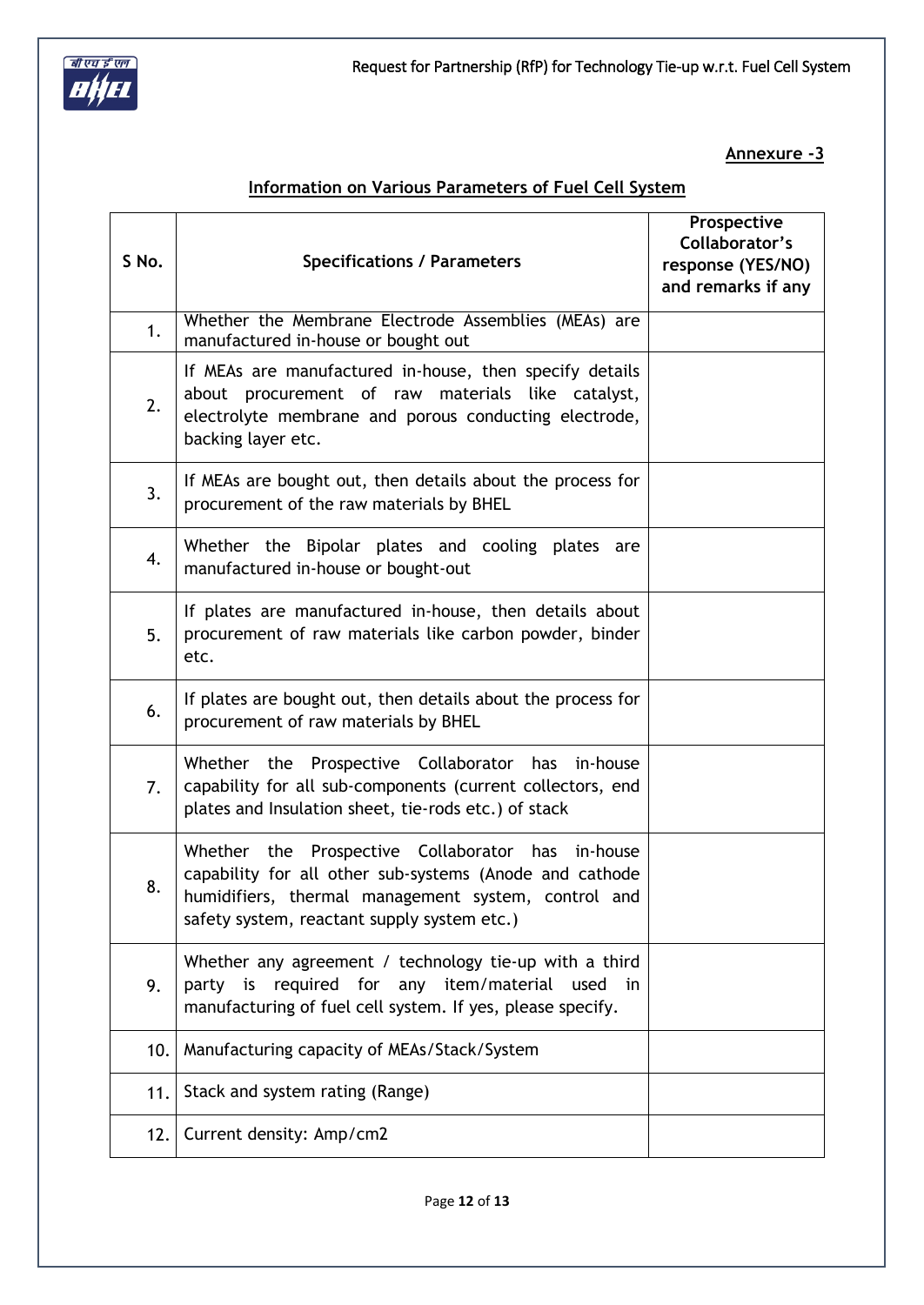**Annexure -3**

**Information on Various Parameters of Fuel Cell System**

| S No. | Specifications / Parameters | Prospective Collaborator's response (YES/NO) and remarks if any |
|---|---|---|
| 1. | Whether the Membrane Electrode Assemblies (MEAs) are manufactured in-house or bought out | |
| 2. | If MEAs are manufactured in-house, then specify details about procurement of raw materials like catalyst, electrolyte membrane and porous conducting electrode, backing layer etc. | |
| 3. | If MEAs are bought out, then details about the process for procurement of the raw materials by BHEL | |
| 4. | Whether the Bipolar plates and cooling plates are manufactured in-house or bought-out | |
| 5. | If plates are manufactured in-house, then details about procurement of raw materials like carbon powder, binder etc. | |
| 6. | If plates are bought out, then details about the process for procurement of raw materials by BHEL | |
| 7. | Whether the Prospective Collaborator has in-house capability for all sub-components (current collectors, end plates and Insulation sheet, tie-rods etc.) of stack | |
| 8. | Whether the Prospective Collaborator has in-house capability for all other sub-systems (Anode and cathode humidifiers, thermal management system, control and safety system, reactant supply system etc.) | |
| 9. | Whether any agreement / technology tie-up with a third party is required for any item/material used in manufacturing of fuel cell system. If yes, please specify. | |
| 10. | Manufacturing capacity of MEAs/Stack/System | |
| 11. | Stack and system rating (Range) | |
| 12. | Current density: Amp/cm2 | |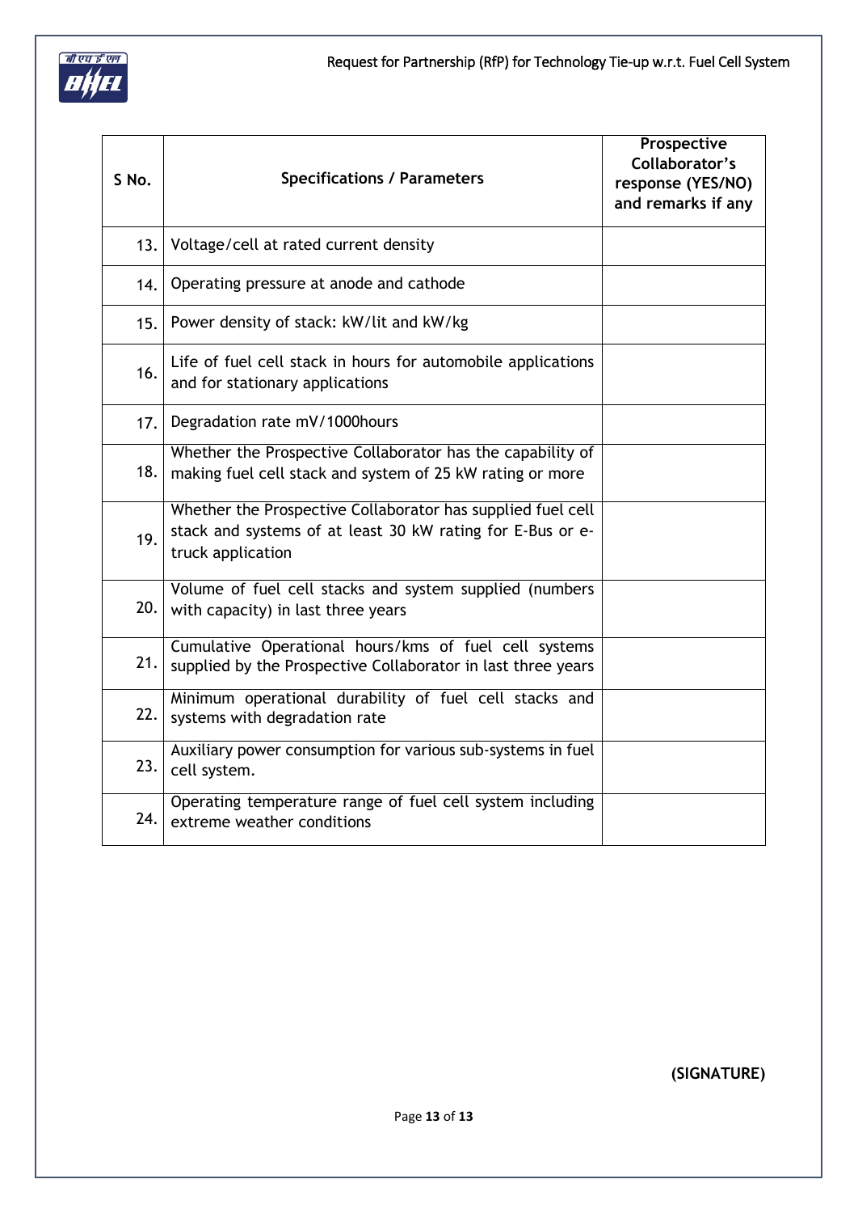| S No. | Specifications / Parameters | Prospective Collaborator's response (YES/NO) and remarks if any |
|---|---|---|
| 13. | Voltage/cell at rated current density | |
| 14. | Operating pressure at anode and cathode | |
| 15. | Power density of stack: kW/lit and kW/kg | |
| 16. | Life of fuel cell stack in hours for automobile applications and for stationary applications | |
| 17. | Degradation rate mV/1000hours | |
| 18. | Whether the Prospective Collaborator has the capability of making fuel cell stack and system of 25 kW rating or more | |
| 19. | Whether the Prospective Collaborator has supplied fuel cell stack and systems of at least 30 kW rating for E-Bus or e-truck application | |
| 20. | Volume of fuel cell stacks and system supplied (numbers with capacity) in last three years | |
| 21. | Cumulative Operational hours/kms of fuel cell systems supplied by the Prospective Collaborator in last three years | |
| 22. | Minimum operational durability of fuel cell stacks and systems with degradation rate | |
| 23. | Auxiliary power consumption for various sub-systems in fuel cell system. | |
| 24. | Operating temperature range of fuel cell system including extreme weather conditions | |

**(SIGNATURE)**